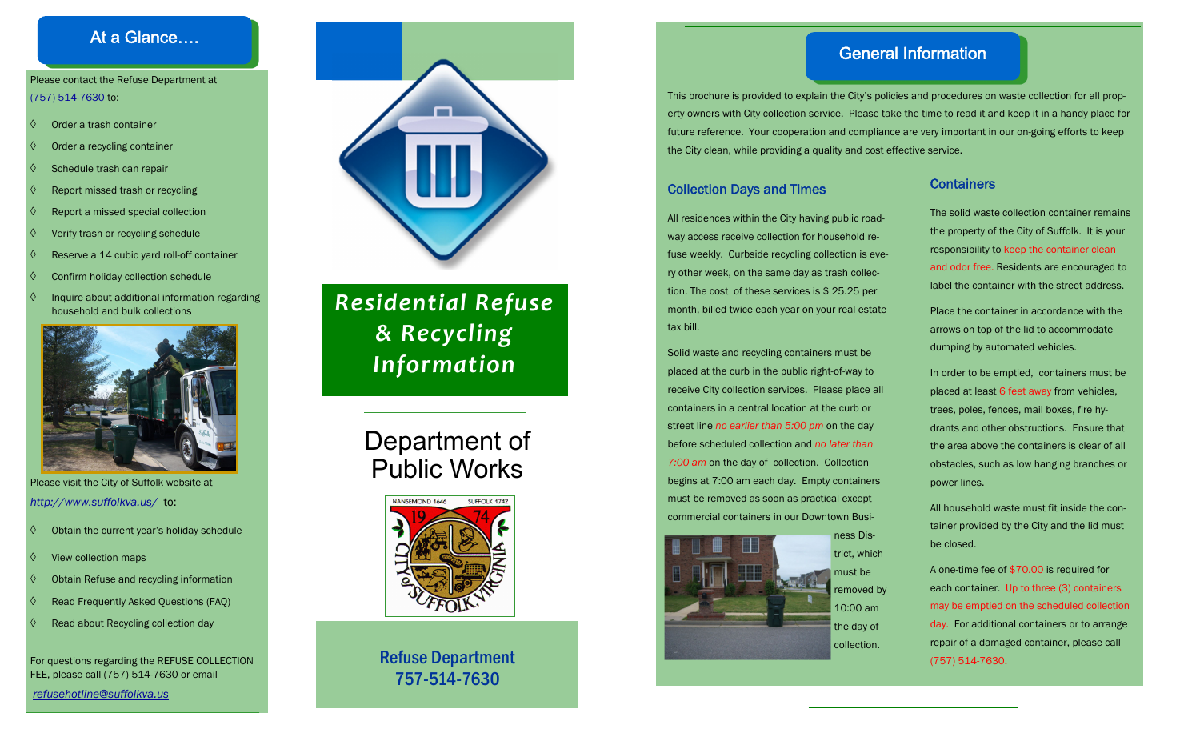## At a Glance….

Please contact the Refuse Department at (757) 514-7630 to:

- Order a trash container
- Order a recycling container
- Schedule trash can repair
- Report missed trash or recycling
- Report a missed special collection
- Verify trash or recycling schedule
- Reserve a 14 cubic yard roll-off container
- Confirm holiday collection schedule
- Inquire about additional information regarding household and bulk collections

Please visit the City of Suffolk website at http://www.suffolkva.us/ to:

- Obtain the current year's holiday schedule
- View collection maps
- Obtain Refuse and recycling information
- Read Frequently Asked Questions (FAQ)
- Read about Recycling collection day

For questions regarding the REFUSE COLLECTION FEE, please call (757) 514-7630 or email refusehotline@suffolkva.us

# *Residential Refuse & Recycling Information*

## Department of Public Works

**Refuse Department**
**757-514-7630**

## General Information

This brochure is provided to explain the City's policies and procedures on waste collection for all property owners with City collection service. Please take the time to read it and keep it in a handy place for future reference. Your cooperation and compliance are very important in our on-going efforts to keep the City clean, while providing a quality and cost effective service.

### Collection Days and Times

All residences within the City having public roadway access receive collection for household refuse weekly. Curbside recycling collection is every other week, on the same day as trash collection. The cost of these services is $ 25.25 per month, billed twice each year on your real estate tax bill.

Solid waste and recycling containers must be placed at the curb in the public right-of-way to receive City collection services. Please place all containers in a central location at the curb or street line *no earlier than 5:00 pm* on the day before scheduled collection and *no later than 7:00 am* on the day of collection. Collection begins at 7:00 am each day. Empty containers must be removed as soon as practical except commercial containers in our Downtown Business District, which must be removed by 10:00 am the day of collection.

### Containers

The solid waste collection container remains the property of the City of Suffolk. It is your responsibility to keep the container clean and odor free. Residents are encouraged to label the container with the street address.

Place the container in accordance with the arrows on top of the lid to accommodate dumping by automated vehicles.

In order to be emptied, containers must be placed at least 6 feet away from vehicles, trees, poles, fences, mail boxes, fire hydrants and other obstructions. Ensure that the area above the containers is clear of all obstacles, such as low hanging branches or power lines.

All household waste must fit inside the container provided by the City and the lid must be closed.

A one-time fee of $70.00 is required for each container. Up to three (3) containers may be emptied on the scheduled collection day. For additional containers or to arrange repair of a damaged container, please call (757) 514-7630.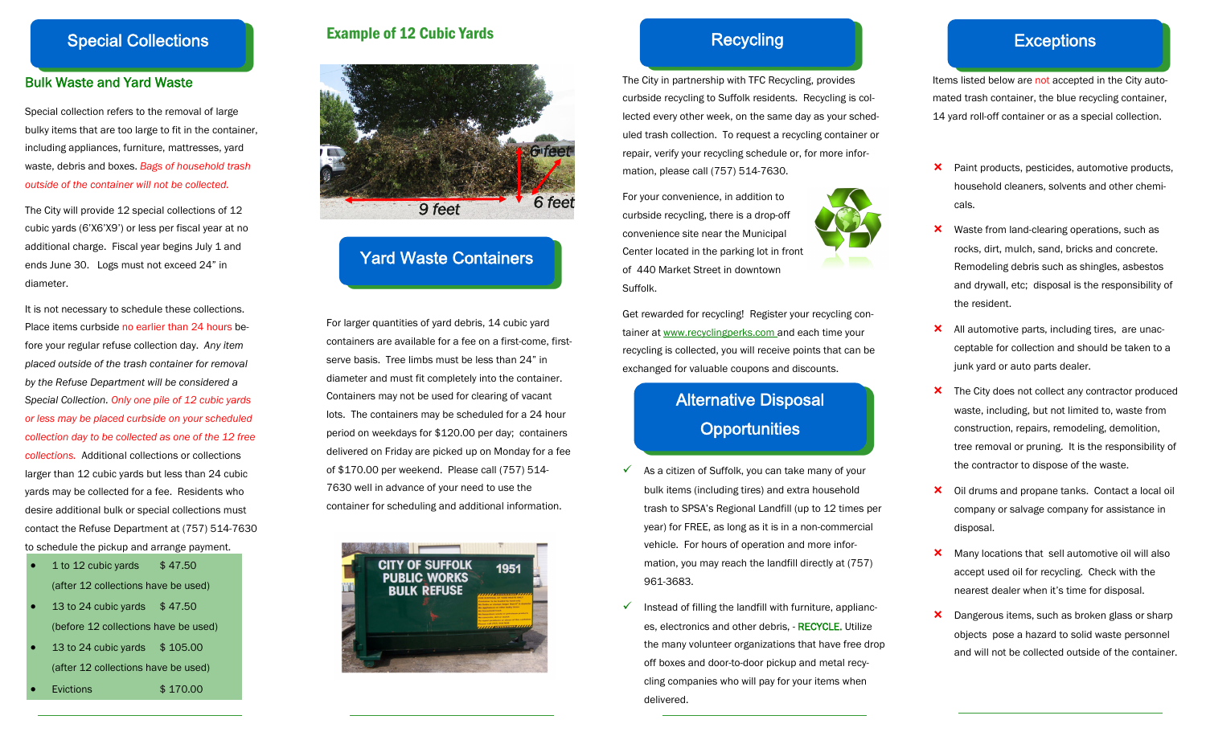## Special Collections

### Bulk Waste and Yard Waste

Special collection refers to the removal of large bulky items that are too large to fit in the container, including appliances, furniture, mattresses, yard waste, debris and boxes. *Bags of household trash outside of the container will not be collected.*

The City will provide 12 special collections of 12 cubic yards (6'X6'X9') or less per fiscal year at no additional charge. Fiscal year begins July 1 and ends June 30. Logs must not exceed 24" in diameter.

It is not necessary to schedule these collections. Place items curbside no earlier than 24 hours before your regular refuse collection day. *Any item placed outside of the trash container for removal by the Refuse Department will be considered a Special Collection. Only one pile of 12 cubic yards or less may be placed curbside on your scheduled collection day to be collected as one of the 12 free collections.* Additional collections or collections larger than 12 cubic yards but less than 24 cubic yards may be collected for a fee. Residents who desire additional bulk or special collections must contact the Refuse Department at (757) 514-7630 to schedule the pickup and arrange payment.

- 1 to 12 cubic yards $ 47.50 (after 12 collections have be used)
- 13 to 24 cubic yards $ 47.50 (before 12 collections have be used)
- 13 to 24 cubic yards $ 105.00 (after 12 collections have be used)
- Evictions $ 170.00

### Example of 12 Cubic Yards

9 feet
6 feet
6 feet

## Yard Waste Containers

For larger quantities of yard debris, 14 cubic yard containers are available for a fee on a first-come, first-serve basis. Tree limbs must be less than 24" in diameter and must fit completely into the container. Containers may not be used for clearing of vacant lots. The containers may be scheduled for a 24 hour period on weekdays for $120.00 per day; containers delivered on Friday are picked up on Monday for a fee of $170.00 per weekend. Please call (757) 514-7630 well in advance of your need to use the container for scheduling and additional information.

## Recycling

The City in partnership with TFC Recycling, provides curbside recycling to Suffolk residents. Recycling is collected every other week, on the same day as your scheduled trash collection. To request a recycling container or repair, verify your recycling schedule or, for more information, please call (757) 514-7630.

For your convenience, in addition to curbside recycling, there is a drop-off convenience site near the Municipal Center located in the parking lot in front of 440 Market Street in downtown Suffolk.

Get rewarded for recycling! Register your recycling container at www.recyclingperks.com and each time your recycling is collected, you will receive points that can be exchanged for valuable coupons and discounts.

## Alternative Disposal Opportunities

- ✓ As a citizen of Suffolk, you can take many of your bulk items (including tires) and extra household trash to SPSA's Regional Landfill (up to 12 times per year) for FREE, as long as it is in a non-commercial vehicle. For hours of operation and more information, you may reach the landfill directly at (757) 961-3683.
- ✓ Instead of filling the landfill with furniture, appliances, electronics and other debris, - **RECYCLE.** Utilize the many volunteer organizations that have free drop off boxes and door-to-door pickup and metal recycling companies who will pay for your items when delivered.

## Exceptions

Items listed below are not accepted in the City automated trash container, the blue recycling container, 14 yard roll-off container or as a special collection.

- ✗ Paint products, pesticides, automotive products, household cleaners, solvents and other chemicals.
- ✗ Waste from land-clearing operations, such as rocks, dirt, mulch, sand, bricks and concrete. Remodeling debris such as shingles, asbestos and drywall, etc; disposal is the responsibility of the resident.
- ✗ All automotive parts, including tires, are unacceptable for collection and should be taken to a junk yard or auto parts dealer.
- ✗ The City does not collect any contractor produced waste, including, but not limited to, waste from construction, repairs, remodeling, demolition, tree removal or pruning. It is the responsibility of the contractor to dispose of the waste.
- ✗ Oil drums and propane tanks. Contact a local oil company or salvage company for assistance in disposal.
- ✗ Many locations that sell automotive oil will also accept used oil for recycling. Check with the nearest dealer when it's time for disposal.
- ✗ Dangerous items, such as broken glass or sharp objects pose a hazard to solid waste personnel and will not be collected outside of the container.